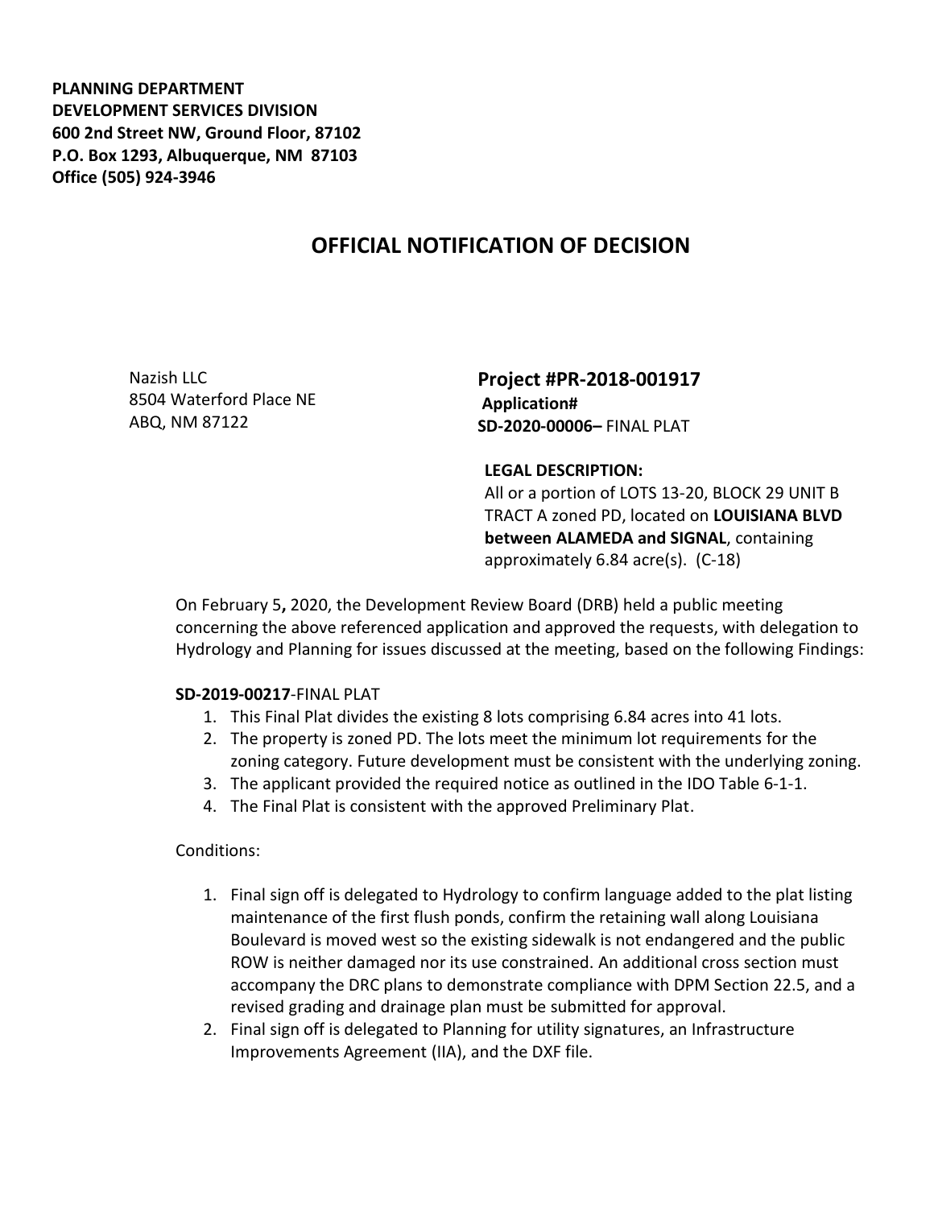**PLANNING DEPARTMENT**
**DEVELOPMENT SERVICES DIVISION**
**600 2nd Street NW, Ground Floor, 87102**
**P.O. Box 1293, Albuquerque, NM 87103**
**Office (505) 924-3946**

# OFFICIAL NOTIFICATION OF DECISION

Nazish LLC
8504 Waterford Place NE
ABQ, NM 87122

**Project #PR-2018-001917**
**Application#**
**SD-2020-00006–** FINAL PLAT

**LEGAL DESCRIPTION:**
All or a portion of LOTS 13-20, BLOCK 29 UNIT B TRACT A zoned PD, located on **LOUISIANA BLVD between ALAMEDA and SIGNAL**, containing approximately 6.84 acre(s). (C-18)

On February 5**,** 2020, the Development Review Board (DRB) held a public meeting concerning the above referenced application and approved the requests, with delegation to Hydrology and Planning for issues discussed at the meeting, based on the following Findings:

**SD-2019-00217**-FINAL PLAT

1. This Final Plat divides the existing 8 lots comprising 6.84 acres into 41 lots.
2. The property is zoned PD. The lots meet the minimum lot requirements for the zoning category. Future development must be consistent with the underlying zoning.
3. The applicant provided the required notice as outlined in the IDO Table 6-1-1.
4. The Final Plat is consistent with the approved Preliminary Plat.

Conditions:

1. Final sign off is delegated to Hydrology to confirm language added to the plat listing maintenance of the first flush ponds, confirm the retaining wall along Louisiana Boulevard is moved west so the existing sidewalk is not endangered and the public ROW is neither damaged nor its use constrained. An additional cross section must accompany the DRC plans to demonstrate compliance with DPM Section 22.5, and a revised grading and drainage plan must be submitted for approval.
2. Final sign off is delegated to Planning for utility signatures, an Infrastructure Improvements Agreement (IIA), and the DXF file.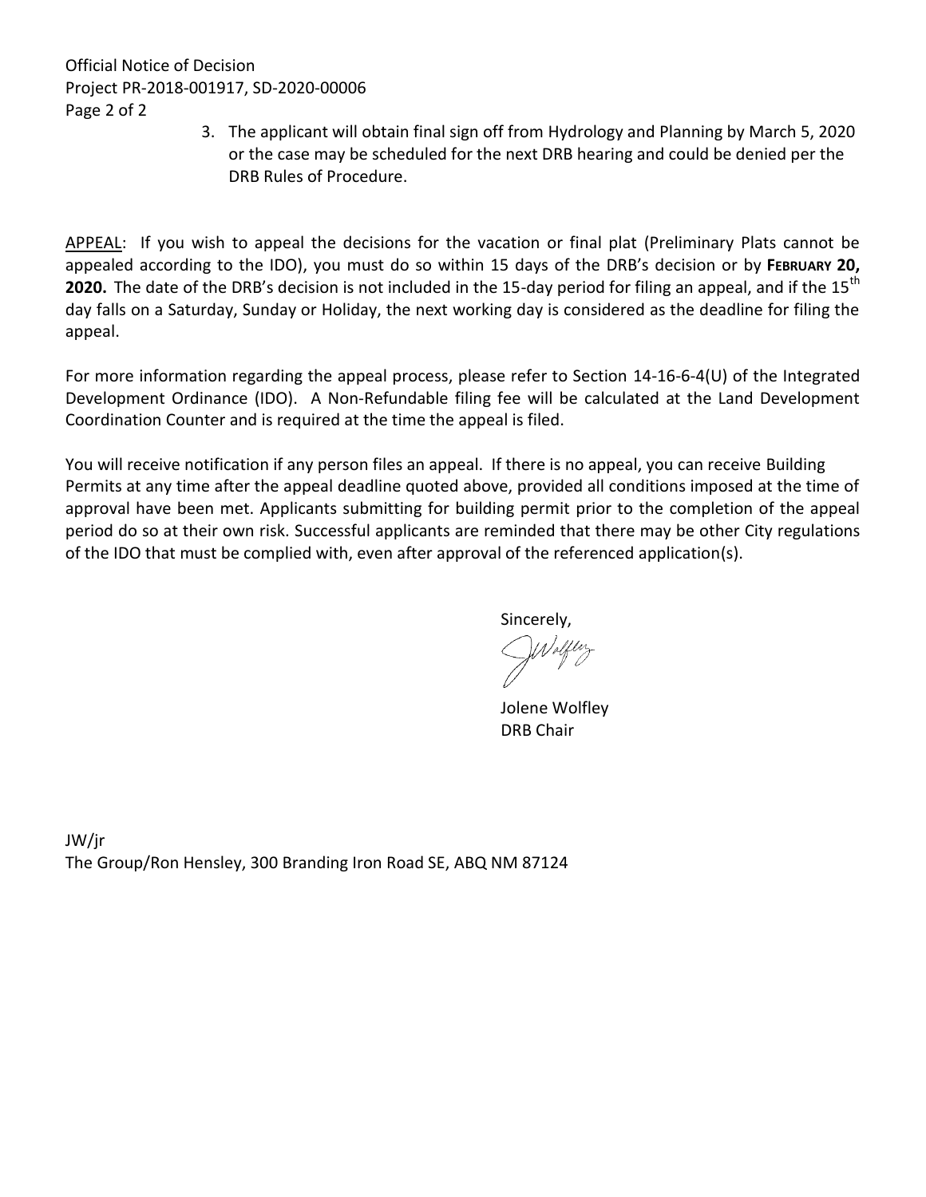3. The applicant will obtain final sign off from Hydrology and Planning by March 5, 2020 or the case may be scheduled for the next DRB hearing and could be denied per the DRB Rules of Procedure.

APPEAL: If you wish to appeal the decisions for the vacation or final plat (Preliminary Plats cannot be appealed according to the IDO), you must do so within 15 days of the DRB's decision or by **FEBRUARY 20, 2020.** The date of the DRB's decision is not included in the 15-day period for filing an appeal, and if the 15th day falls on a Saturday, Sunday or Holiday, the next working day is considered as the deadline for filing the appeal.

For more information regarding the appeal process, please refer to Section 14-16-6-4(U) of the Integrated Development Ordinance (IDO). A Non-Refundable filing fee will be calculated at the Land Development Coordination Counter and is required at the time the appeal is filed.

You will receive notification if any person files an appeal. If there is no appeal, you can receive Building Permits at any time after the appeal deadline quoted above, provided all conditions imposed at the time of approval have been met. Applicants submitting for building permit prior to the completion of the appeal period do so at their own risk. Successful applicants are reminded that there may be other City regulations of the IDO that must be complied with, even after approval of the referenced application(s).

Sincerely,

JWolfley

Jolene Wolfley
DRB Chair

JW/jr
The Group/Ron Hensley, 300 Branding Iron Road SE, ABQ NM 87124